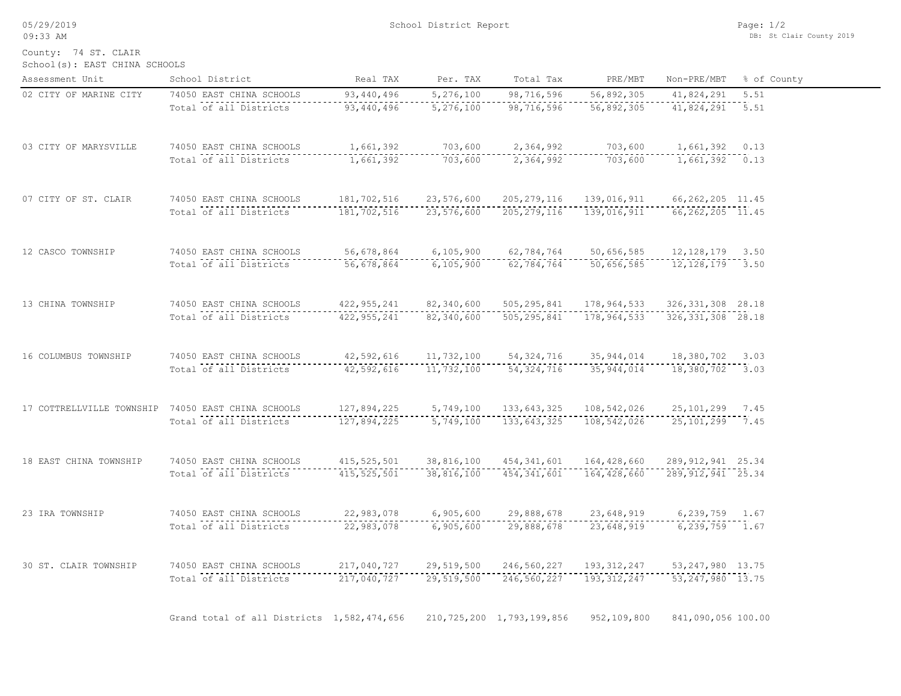County: 74 ST. CLAIR

School(s): EAST CHINA SCHOOLS

# School District Report

| Assessment Unit | School District | Real TAX | Per. TAX | Total Tax | PRE/MBT | Non-PRE/MBT | % of County |
|---|---|---|---|---|---|---|---|
| 02 CITY OF MARINE CITY | 74050 EAST CHINA SCHOOLS | 93,440,496 | 5,276,100 | 98,716,596 | 56,892,305 | 41,824,291 | 5.51 |
| | Total of all Districts | 93,440,496 | 5,276,100 | 98,716,596 | 56,892,305 | 41,824,291 | 5.51 |
| 03 CITY OF MARYSVILLE | 74050 EAST CHINA SCHOOLS | 1,661,392 | 703,600 | 2,364,992 | 703,600 | 1,661,392 | 0.13 |
| | Total of all Districts | 1,661,392 | 703,600 | 2,364,992 | 703,600 | 1,661,392 | 0.13 |
| 07 CITY OF ST. CLAIR | 74050 EAST CHINA SCHOOLS | 181,702,516 | 23,576,600 | 205,279,116 | 139,016,911 | 66,262,205 | 11.45 |
| | Total of all Districts | 181,702,516 | 23,576,600 | 205,279,116 | 139,016,911 | 66,262,205 | 11.45 |
| 12 CASCO TOWNSHIP | 74050 EAST CHINA SCHOOLS | 56,678,864 | 6,105,900 | 62,784,764 | 50,656,585 | 12,128,179 | 3.50 |
| | Total of all Districts | 56,678,864 | 6,105,900 | 62,784,764 | 50,656,585 | 12,128,179 | 3.50 |
| 13 CHINA TOWNSHIP | 74050 EAST CHINA SCHOOLS | 422,955,241 | 82,340,600 | 505,295,841 | 178,964,533 | 326,331,308 | 28.18 |
| | Total of all Districts | 422,955,241 | 82,340,600 | 505,295,841 | 178,964,533 | 326,331,308 | 28.18 |
| 16 COLUMBUS TOWNSHIP | 74050 EAST CHINA SCHOOLS | 42,592,616 | 11,732,100 | 54,324,716 | 35,944,014 | 18,380,702 | 3.03 |
| | Total of all Districts | 42,592,616 | 11,732,100 | 54,324,716 | 35,944,014 | 18,380,702 | 3.03 |
| 17 COTTRELLVILLE TOWNSHIP | 74050 EAST CHINA SCHOOLS | 127,894,225 | 5,749,100 | 133,643,325 | 108,542,026 | 25,101,299 | 7.45 |
| | Total of all Districts | 127,894,225 | 5,749,100 | 133,643,325 | 108,542,026 | 25,101,299 | 7.45 |
| 18 EAST CHINA TOWNSHIP | 74050 EAST CHINA SCHOOLS | 415,525,501 | 38,816,100 | 454,341,601 | 164,428,660 | 289,912,941 | 25.34 |
| | Total of all Districts | 415,525,501 | 38,816,100 | 454,341,601 | 164,428,660 | 289,912,941 | 25.34 |
| 23 IRA TOWNSHIP | 74050 EAST CHINA SCHOOLS | 22,983,078 | 6,905,600 | 29,888,678 | 23,648,919 | 6,239,759 | 1.67 |
| | Total of all Districts | 22,983,078 | 6,905,600 | 29,888,678 | 23,648,919 | 6,239,759 | 1.67 |
| 30 ST. CLAIR TOWNSHIP | 74050 EAST CHINA SCHOOLS | 217,040,727 | 29,519,500 | 246,560,227 | 193,312,247 | 53,247,980 | 13.75 |
| | Total of all Districts | 217,040,727 | 29,519,500 | 246,560,227 | 193,312,247 | 53,247,980 | 13.75 |
| | Grand total of all Districts | 1,582,474,656 | 210,725,200 | 1,793,199,856 | 952,109,800 | 841,090,056 | 100.00 |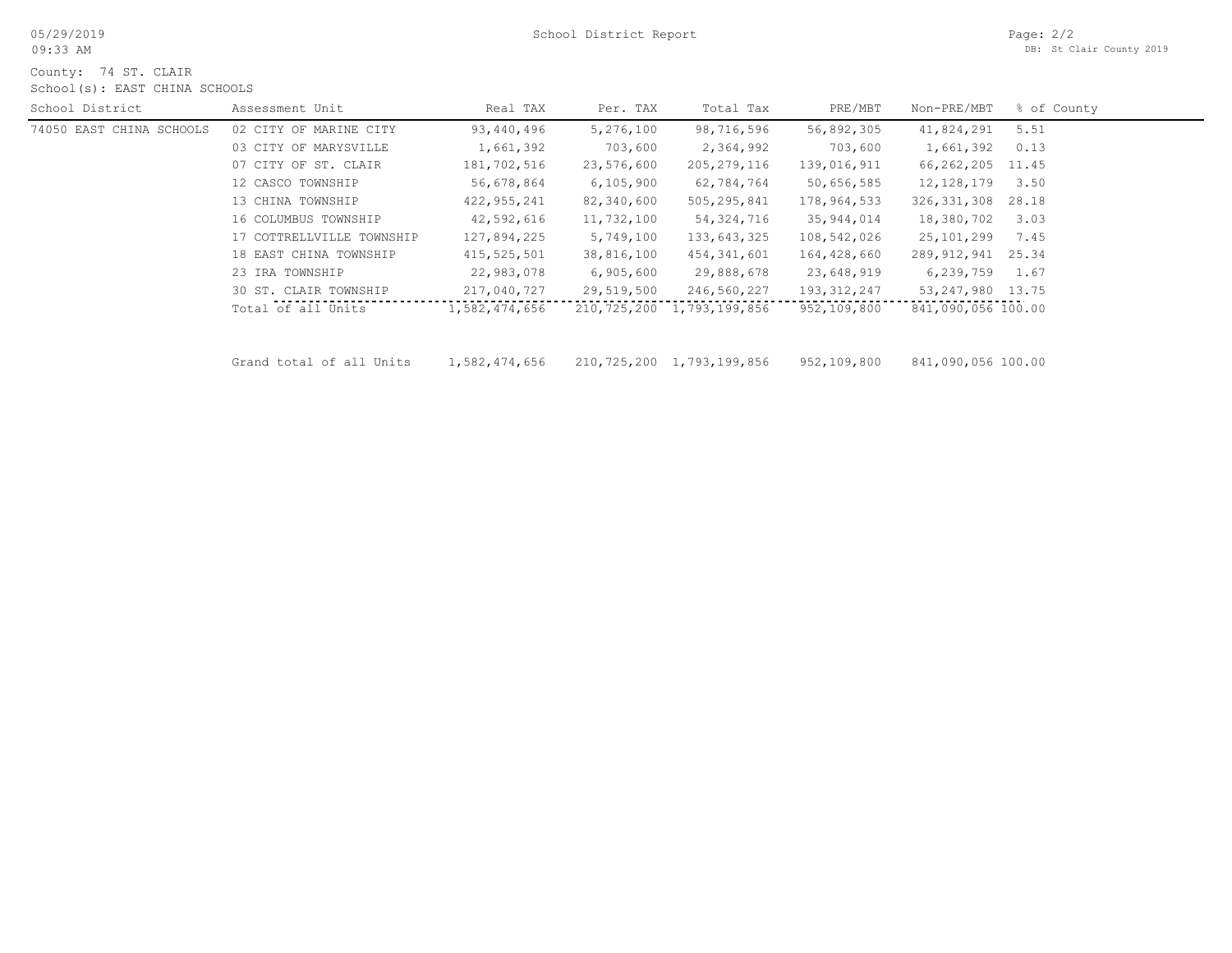County: 74 ST. CLAIR
School(s): EAST CHINA SCHOOLS

| School District | Assessment Unit | Real TAX | Per. TAX | Total Tax | PRE/MBT | Non-PRE/MBT | % of County |
|---|---|---|---|---|---|---|---|
| 74050 EAST CHINA SCHOOLS | 02 CITY OF MARINE CITY | 93,440,496 | 5,276,100 | 98,716,596 | 56,892,305 | 41,824,291 | 5.51 |
| | 03 CITY OF MARYSVILLE | 1,661,392 | 703,600 | 2,364,992 | 703,600 | 1,661,392 | 0.13 |
| | 07 CITY OF ST. CLAIR | 181,702,516 | 23,576,600 | 205,279,116 | 139,016,911 | 66,262,205 | 11.45 |
| | 12 CASCO TOWNSHIP | 56,678,864 | 6,105,900 | 62,784,764 | 50,656,585 | 12,128,179 | 3.50 |
| | 13 CHINA TOWNSHIP | 422,955,241 | 82,340,600 | 505,295,841 | 178,964,533 | 326,331,308 | 28.18 |
| | 16 COLUMBUS TOWNSHIP | 42,592,616 | 11,732,100 | 54,324,716 | 35,944,014 | 18,380,702 | 3.03 |
| | 17 COTTRELLVILLE TOWNSHIP | 127,894,225 | 5,749,100 | 133,643,325 | 108,542,026 | 25,101,299 | 7.45 |
| | 18 EAST CHINA TOWNSHIP | 415,525,501 | 38,816,100 | 454,341,601 | 164,428,660 | 289,912,941 | 25.34 |
| | 23 IRA TOWNSHIP | 22,983,078 | 6,905,600 | 29,888,678 | 23,648,919 | 6,239,759 | 1.67 |
| | 30 ST. CLAIR TOWNSHIP | 217,040,727 | 29,519,500 | 246,560,227 | 193,312,247 | 53,247,980 | 13.75 |
| | Total of all Units | 1,582,474,656 | 210,725,200 | 1,793,199,856 | 952,109,800 | 841,090,056 | 100.00 |
| | | | | | | | |
| | Grand total of all Units | 1,582,474,656 | 210,725,200 | 1,793,199,856 | 952,109,800 | 841,090,056 | 100.00 |